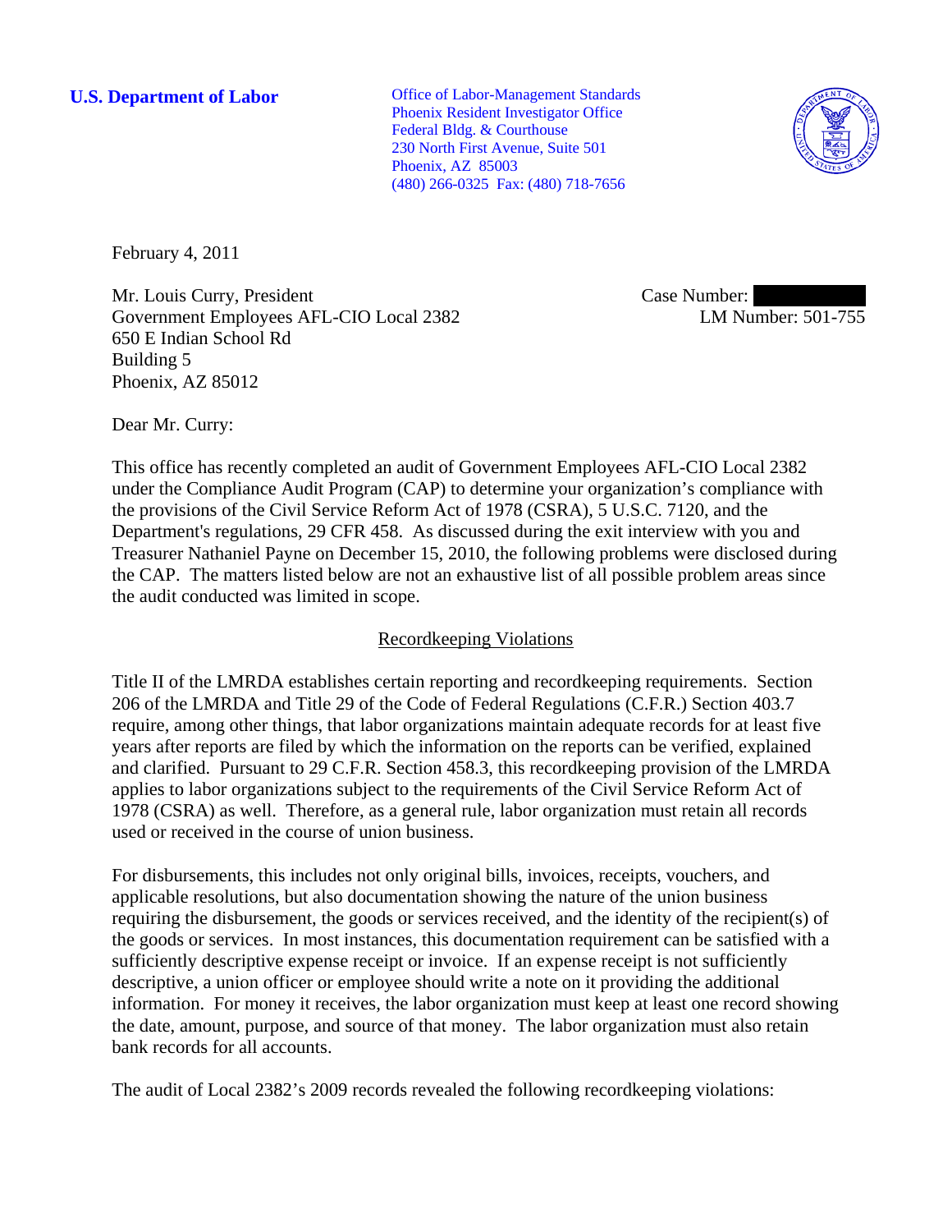**U.S. Department of Labor**

Office of Labor-Management Standards
Phoenix Resident Investigator Office
Federal Bldg. & Courthouse
230 North First Avenue, Suite 501
Phoenix, AZ 85003
(480) 266-0325 Fax: (480) 718-7656

February 4, 2011

Mr. Louis Curry, President
Government Employees AFL-CIO Local 2382
650 E Indian School Rd
Building 5
Phoenix, AZ 85012

Case Number:
LM Number: 501-755

Dear Mr. Curry:

This office has recently completed an audit of Government Employees AFL-CIO Local 2382 under the Compliance Audit Program (CAP) to determine your organization's compliance with the provisions of the Civil Service Reform Act of 1978 (CSRA), 5 U.S.C. 7120, and the Department's regulations, 29 CFR 458. As discussed during the exit interview with you and Treasurer Nathaniel Payne on December 15, 2010, the following problems were disclosed during the CAP. The matters listed below are not an exhaustive list of all possible problem areas since the audit conducted was limited in scope.

## Recordkeeping Violations

Title II of the LMRDA establishes certain reporting and recordkeeping requirements. Section 206 of the LMRDA and Title 29 of the Code of Federal Regulations (C.F.R.) Section 403.7 require, among other things, that labor organizations maintain adequate records for at least five years after reports are filed by which the information on the reports can be verified, explained and clarified. Pursuant to 29 C.F.R. Section 458.3, this recordkeeping provision of the LMRDA applies to labor organizations subject to the requirements of the Civil Service Reform Act of 1978 (CSRA) as well. Therefore, as a general rule, labor organization must retain all records used or received in the course of union business.

For disbursements, this includes not only original bills, invoices, receipts, vouchers, and applicable resolutions, but also documentation showing the nature of the union business requiring the disbursement, the goods or services received, and the identity of the recipient(s) of the goods or services. In most instances, this documentation requirement can be satisfied with a sufficiently descriptive expense receipt or invoice. If an expense receipt is not sufficiently descriptive, a union officer or employee should write a note on it providing the additional information. For money it receives, the labor organization must keep at least one record showing the date, amount, purpose, and source of that money. The labor organization must also retain bank records for all accounts.

The audit of Local 2382's 2009 records revealed the following recordkeeping violations: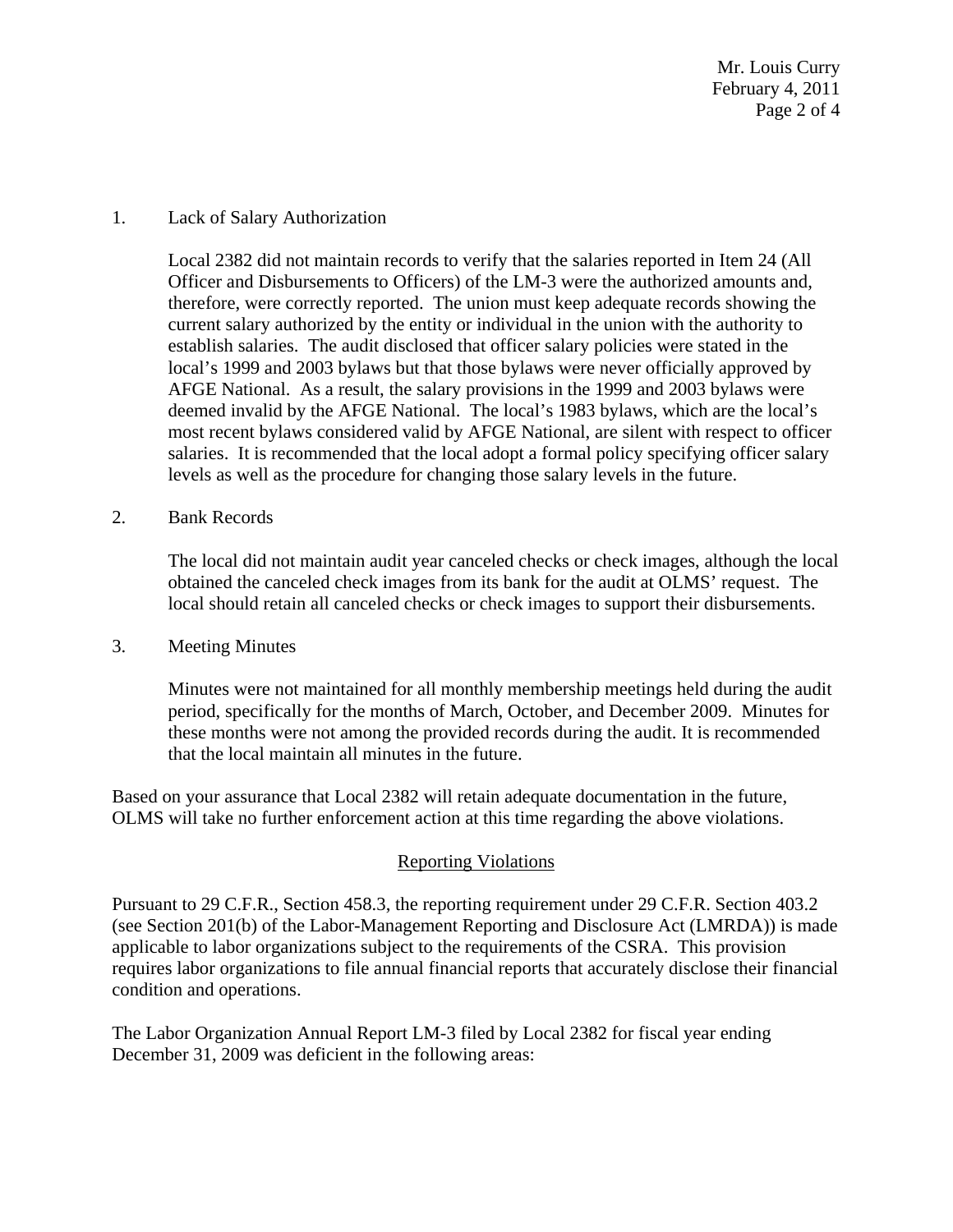1. Lack of Salary Authorization

   Local 2382 did not maintain records to verify that the salaries reported in Item 24 (All Officer and Disbursements to Officers) of the LM-3 were the authorized amounts and, therefore, were correctly reported. The union must keep adequate records showing the current salary authorized by the entity or individual in the union with the authority to establish salaries. The audit disclosed that officer salary policies were stated in the local's 1999 and 2003 bylaws but that those bylaws were never officially approved by AFGE National. As a result, the salary provisions in the 1999 and 2003 bylaws were deemed invalid by the AFGE National. The local's 1983 bylaws, which are the local's most recent bylaws considered valid by AFGE National, are silent with respect to officer salaries. It is recommended that the local adopt a formal policy specifying officer salary levels as well as the procedure for changing those salary levels in the future.

2. Bank Records

   The local did not maintain audit year canceled checks or check images, although the local obtained the canceled check images from its bank for the audit at OLMS' request. The local should retain all canceled checks or check images to support their disbursements.

3. Meeting Minutes

   Minutes were not maintained for all monthly membership meetings held during the audit period, specifically for the months of March, October, and December 2009. Minutes for these months were not among the provided records during the audit. It is recommended that the local maintain all minutes in the future.

Based on your assurance that Local 2382 will retain adequate documentation in the future, OLMS will take no further enforcement action at this time regarding the above violations.

## Reporting Violations

Pursuant to 29 C.F.R., Section 458.3, the reporting requirement under 29 C.F.R. Section 403.2 (see Section 201(b) of the Labor-Management Reporting and Disclosure Act (LMRDA)) is made applicable to labor organizations subject to the requirements of the CSRA. This provision requires labor organizations to file annual financial reports that accurately disclose their financial condition and operations.

The Labor Organization Annual Report LM-3 filed by Local 2382 for fiscal year ending December 31, 2009 was deficient in the following areas: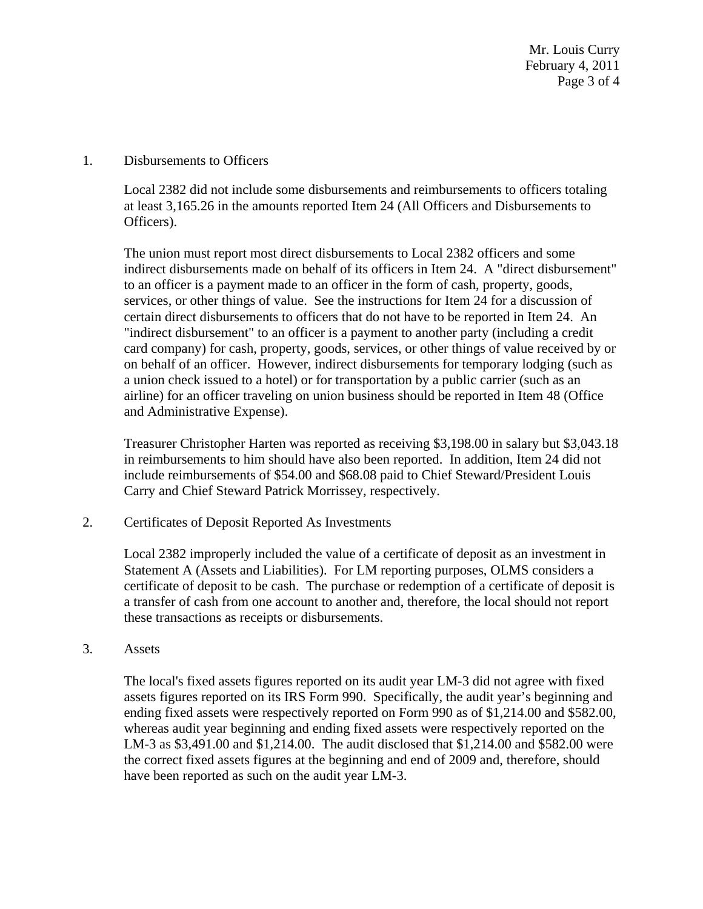1. Disbursements to Officers

   Local 2382 did not include some disbursements and reimbursements to officers totaling at least 3,165.26 in the amounts reported Item 24 (All Officers and Disbursements to Officers).

   The union must report most direct disbursements to Local 2382 officers and some indirect disbursements made on behalf of its officers in Item 24. A "direct disbursement" to an officer is a payment made to an officer in the form of cash, property, goods, services, or other things of value. See the instructions for Item 24 for a discussion of certain direct disbursements to officers that do not have to be reported in Item 24. An "indirect disbursement" to an officer is a payment to another party (including a credit card company) for cash, property, goods, services, or other things of value received by or on behalf of an officer. However, indirect disbursements for temporary lodging (such as a union check issued to a hotel) or for transportation by a public carrier (such as an airline) for an officer traveling on union business should be reported in Item 48 (Office and Administrative Expense).

   Treasurer Christopher Harten was reported as receiving $3,198.00 in salary but $3,043.18 in reimbursements to him should have also been reported. In addition, Item 24 did not include reimbursements of $54.00 and $68.08 paid to Chief Steward/President Louis Carry and Chief Steward Patrick Morrissey, respectively.

2. Certificates of Deposit Reported As Investments

   Local 2382 improperly included the value of a certificate of deposit as an investment in Statement A (Assets and Liabilities). For LM reporting purposes, OLMS considers a certificate of deposit to be cash. The purchase or redemption of a certificate of deposit is a transfer of cash from one account to another and, therefore, the local should not report these transactions as receipts or disbursements.

3. Assets

   The local's fixed assets figures reported on its audit year LM-3 did not agree with fixed assets figures reported on its IRS Form 990. Specifically, the audit year's beginning and ending fixed assets were respectively reported on Form 990 as of $1,214.00 and $582.00, whereas audit year beginning and ending fixed assets were respectively reported on the LM-3 as $3,491.00 and $1,214.00. The audit disclosed that $1,214.00 and $582.00 were the correct fixed assets figures at the beginning and end of 2009 and, therefore, should have been reported as such on the audit year LM-3.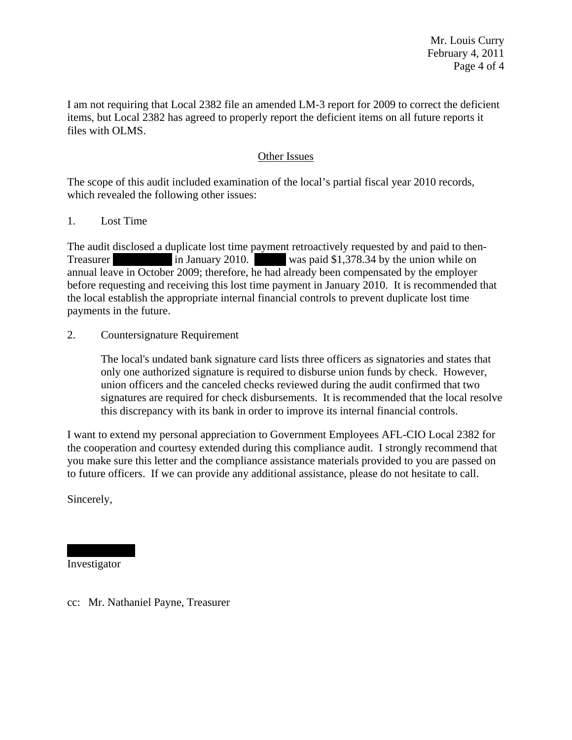I am not requiring that Local 2382 file an amended LM-3 report for 2009 to correct the deficient items, but Local 2382 has agreed to properly report the deficient items on all future reports it files with OLMS.

## Other Issues

The scope of this audit included examination of the local's partial fiscal year 2010 records, which revealed the following other issues:

1. Lost Time

The audit disclosed a duplicate lost time payment retroactively requested by and paid to then-Treasurer in January 2010. was paid $1,378.34 by the union while on annual leave in October 2009; therefore, he had already been compensated by the employer before requesting and receiving this lost time payment in January 2010. It is recommended that the local establish the appropriate internal financial controls to prevent duplicate lost time payments in the future.

2. Countersignature Requirement

The local's undated bank signature card lists three officers as signatories and states that only one authorized signature is required to disburse union funds by check. However, union officers and the canceled checks reviewed during the audit confirmed that two signatures are required for check disbursements. It is recommended that the local resolve this discrepancy with its bank in order to improve its internal financial controls.

I want to extend my personal appreciation to Government Employees AFL-CIO Local 2382 for the cooperation and courtesy extended during this compliance audit. I strongly recommend that you make sure this letter and the compliance assistance materials provided to you are passed on to future officers. If we can provide any additional assistance, please do not hesitate to call.

Sincerely,

Investigator

cc: Mr. Nathaniel Payne, Treasurer